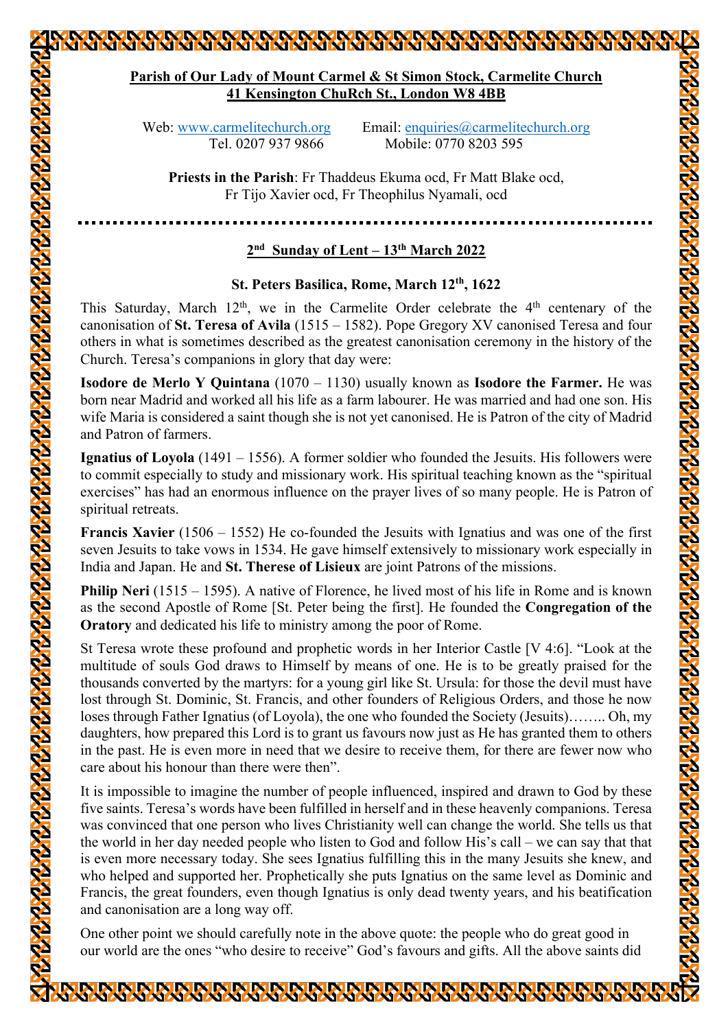**Parish of Our Lady of Mount Carmel & St Simon Stock, Carmelite Church**
**41 Kensington ChuRch St., London W8 4BB**

Web: www.carmelitechurch.org Email: enquiries@carmelitechurch.org
Tel. 0207 937 9866 Mobile: 0770 8203 595

**Priests in the Parish**: Fr Thaddeus Ekuma ocd, Fr Matt Blake ocd, Fr Tijo Xavier ocd, Fr Theophilus Nyamali, ocd

---

## 2nd Sunday of Lent – 13th March 2022

### St. Peters Basilica, Rome, March 12th, 1622

This Saturday, March 12th, we in the Carmelite Order celebrate the 4th centenary of the canonisation of **St. Teresa of Avila** (1515 – 1582). Pope Gregory XV canonised Teresa and four others in what is sometimes described as the greatest canonisation ceremony in the history of the Church. Teresa's companions in glory that day were:

**Isodore de Merlo Y Quintana** (1070 – 1130) usually known as **Isodore the Farmer.** He was born near Madrid and worked all his life as a farm labourer. He was married and had one son. His wife Maria is considered a saint though she is not yet canonised. He is Patron of the city of Madrid and Patron of farmers.

**Ignatius of Loyola** (1491 – 1556). A former soldier who founded the Jesuits. His followers were to commit especially to study and missionary work. His spiritual teaching known as the "spiritual exercises" has had an enormous influence on the prayer lives of so many people. He is Patron of spiritual retreats.

**Francis Xavier** (1506 – 1552) He co-founded the Jesuits with Ignatius and was one of the first seven Jesuits to take vows in 1534. He gave himself extensively to missionary work especially in India and Japan. He and **St. Therese of Lisieux** are joint Patrons of the missions.

**Philip Neri** (1515 – 1595). A native of Florence, he lived most of his life in Rome and is known as the second Apostle of Rome [St. Peter being the first]. He founded the **Congregation of the Oratory** and dedicated his life to ministry among the poor of Rome.

St Teresa wrote these profound and prophetic words in her Interior Castle [V 4:6]. "Look at the multitude of souls God draws to Himself by means of one. He is to be greatly praised for the thousands converted by the martyrs: for a young girl like St. Ursula: for those the devil must have lost through St. Dominic, St. Francis, and other founders of Religious Orders, and those he now loses through Father Ignatius (of Loyola), the one who founded the Society (Jesuits)…….. Oh, my daughters, how prepared this Lord is to grant us favours now just as He has granted them to others in the past. He is even more in need that we desire to receive them, for there are fewer now who care about his honour than there were then".

It is impossible to imagine the number of people influenced, inspired and drawn to God by these five saints. Teresa's words have been fulfilled in herself and in these heavenly companions. Teresa was convinced that one person who lives Christianity well can change the world. She tells us that the world in her day needed people who listen to God and follow His's call – we can say that that is even more necessary today. She sees Ignatius fulfilling this in the many Jesuits she knew, and who helped and supported her. Prophetically she puts Ignatius on the same level as Dominic and Francis, the great founders, even though Ignatius is only dead twenty years, and his beatification and canonisation are a long way off.

One other point we should carefully note in the above quote: the people who do great good in our world are the ones "who desire to receive" God's favours and gifts. All the above saints did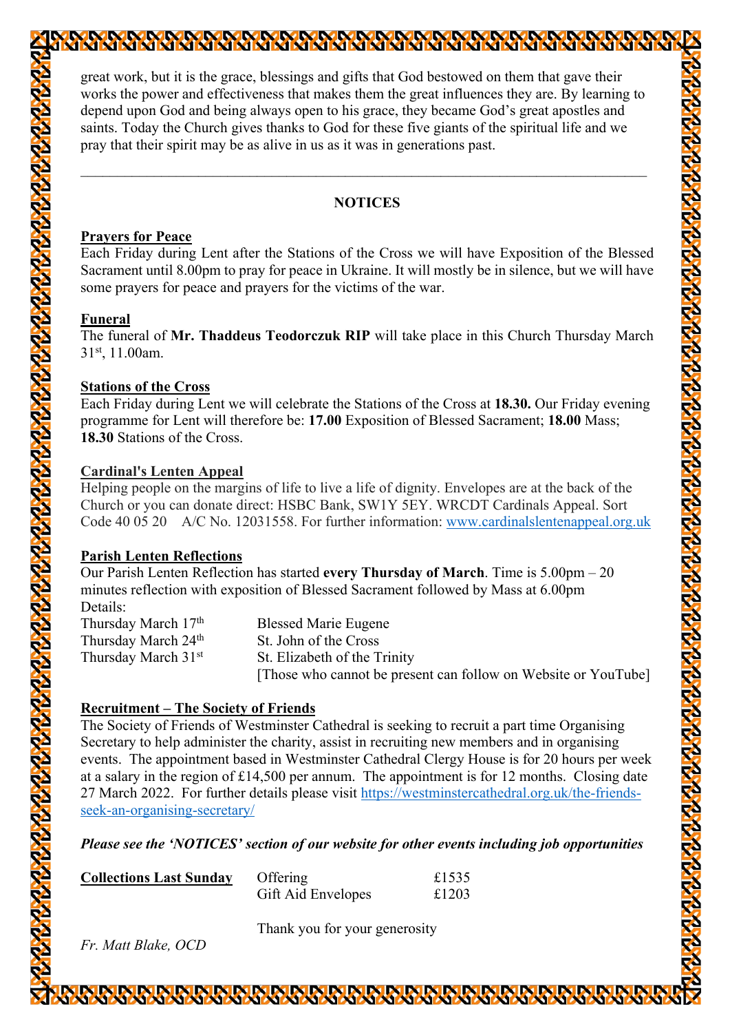great work, but it is the grace, blessings and gifts that God bestowed on them that gave their works the power and effectiveness that makes them the great influences they are. By learning to depend upon God and being always open to his grace, they became God's great apostles and saints. Today the Church gives thanks to God for these five giants of the spiritual life and we pray that their spirit may be as alive in us as it was in generations past.

---

## NOTICES

**Prayers for Peace**

Each Friday during Lent after the Stations of the Cross we will have Exposition of the Blessed Sacrament until 8.00pm to pray for peace in Ukraine. It will mostly be in silence, but we will have some prayers for peace and prayers for the victims of the war.

**Funeral**

The funeral of **Mr. Thaddeus Teodorczuk RIP** will take place in this Church Thursday March 31st, 11.00am.

**Stations of the Cross**

Each Friday during Lent we will celebrate the Stations of the Cross at **18.30.** Our Friday evening programme for Lent will therefore be: **17.00** Exposition of Blessed Sacrament; **18.00** Mass; **18.30** Stations of the Cross.

**Cardinal's Lenten Appeal**

Helping people on the margins of life to live a life of dignity. Envelopes are at the back of the Church or you can donate direct: HSBC Bank, SW1Y 5EY. WRCDT Cardinals Appeal. Sort Code 40 05 20 A/C No. 12031558. For further information: www.cardinalslentenappeal.org.uk

**Parish Lenten Reflections**

Our Parish Lenten Reflection has started **every Thursday of March**. Time is 5.00pm – 20 minutes reflection with exposition of Blessed Sacrament followed by Mass at 6.00pm

Details:

| | |
|---|---|
| Thursday March 17th | Blessed Marie Eugene |
| Thursday March 24th | St. John of the Cross |
| Thursday March 31st | St. Elizabeth of the Trinity |
| | [Those who cannot be present can follow on Website or YouTube] |

**Recruitment – The Society of Friends**

The Society of Friends of Westminster Cathedral is seeking to recruit a part time Organising Secretary to help administer the charity, assist in recruiting new members and in organising events. The appointment based in Westminster Cathedral Clergy House is for 20 hours per week at a salary in the region of £14,500 per annum. The appointment is for 12 months. Closing date 27 March 2022. For further details please visit https://westminstercathedral.org.uk/the-friends-seek-an-organising-secretary/

***Please see the 'NOTICES' section of our website for other events including job opportunities***

| | | |
|---|---|---|
| **Collections Last Sunday** | Offering | £1535 |
| | Gift Aid Envelopes | £1203 |

Thank you for your generosity

*Fr. Matt Blake, OCD*